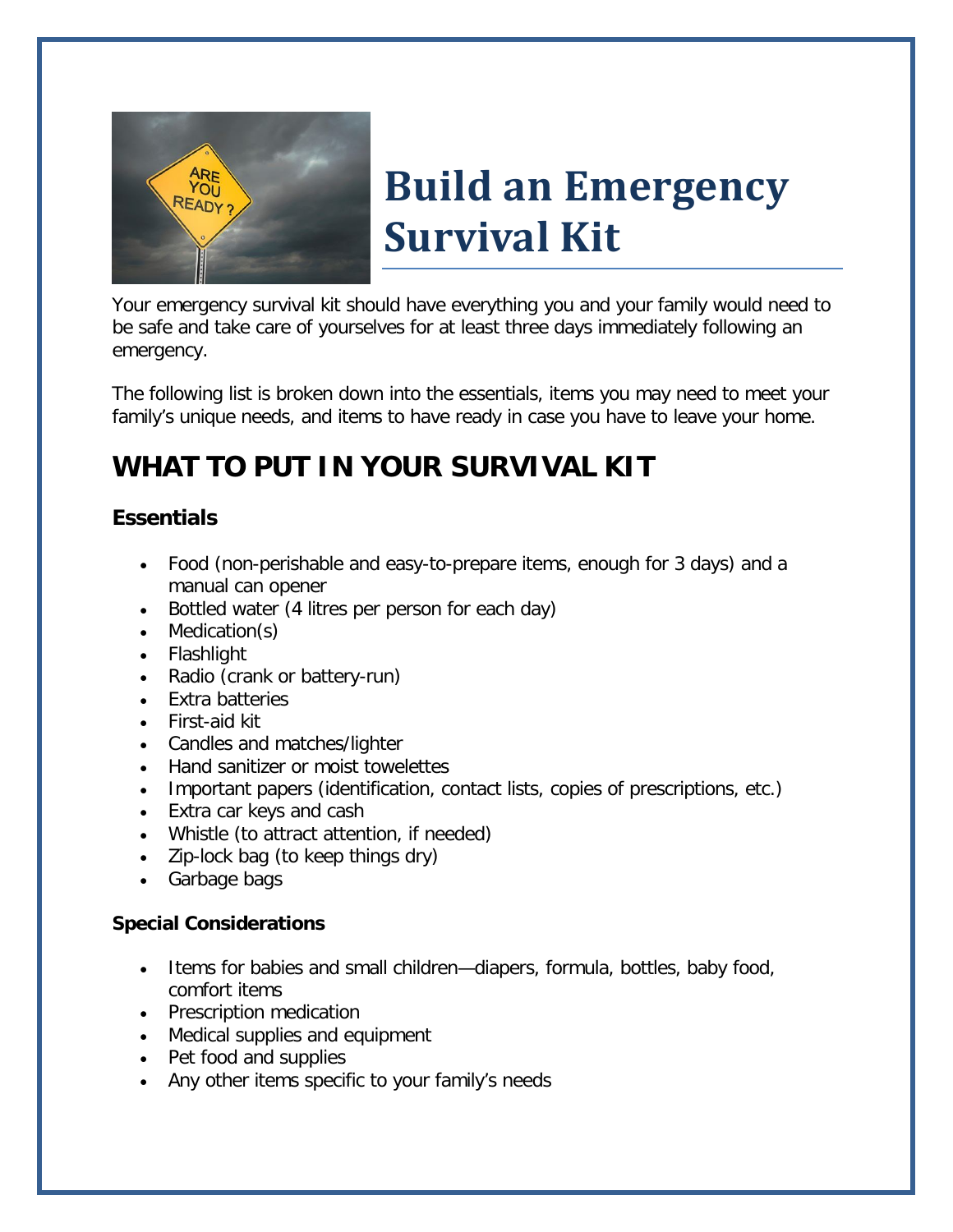# Build an Emergency Survival Kit

Your emergency survival kit should have everything you and your family would need to be safe and take care of yourselves for at least three days immediately following an emergency.

The following list is broken down into the essentials, items you may need to meet your family's unique needs, and items to have ready in case you have to leave your home.

## WHAT TO PUT IN YOUR SURVIVAL KIT

### Essentials

- Food (non-perishable and easy-to-prepare items, enough for 3 days) and a manual can opener
- Bottled water (4 litres per person for each day)
- Medication(s)
- Flashlight
- Radio (crank or battery-run)
- Extra batteries
- First-aid kit
- Candles and matches/lighter
- Hand sanitizer or moist towelettes
- Important papers (identification, contact lists, copies of prescriptions, etc.)
- Extra car keys and cash
- Whistle (to attract attention, if needed)
- Zip-lock bag (to keep things dry)
- Garbage bags

#### Special Considerations

- Items for babies and small children—diapers, formula, bottles, baby food, comfort items
- Prescription medication
- Medical supplies and equipment
- Pet food and supplies
- Any other items specific to your family's needs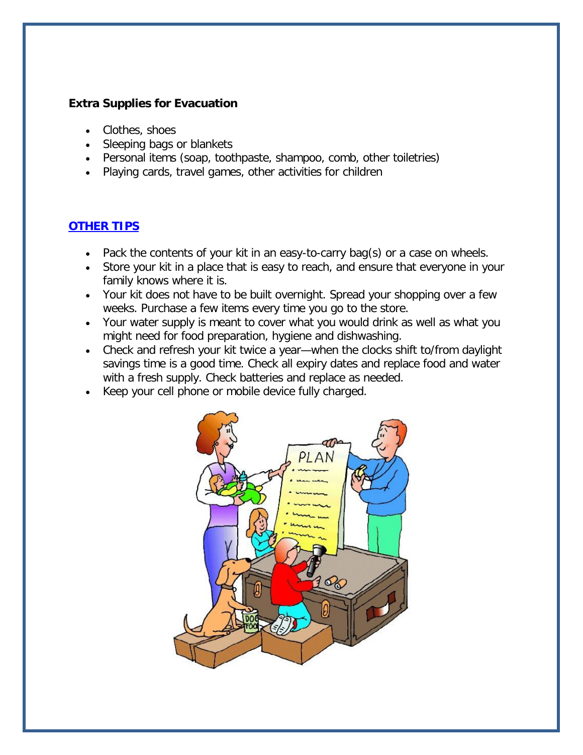**Extra Supplies for Evacuation**

- Clothes, shoes
- Sleeping bags or blankets
- Personal items (soap, toothpaste, shampoo, comb, other toiletries)
- Playing cards, travel games, other activities for children

**OTHER TIPS**

- Pack the contents of your kit in an easy-to-carry bag(s) or a case on wheels.
- Store your kit in a place that is easy to reach, and ensure that everyone in your family knows where it is.
- Your kit does not have to be built overnight. Spread your shopping over a few weeks. Purchase a few items every time you go to the store.
- Your water supply is meant to cover what you would drink as well as what you might need for food preparation, hygiene and dishwashing.
- Check and refresh your kit twice a year—when the clocks shift to/from daylight savings time is a good time. Check all expiry dates and replace food and water with a fresh supply. Check batteries and replace as needed.
- Keep your cell phone or mobile device fully charged.